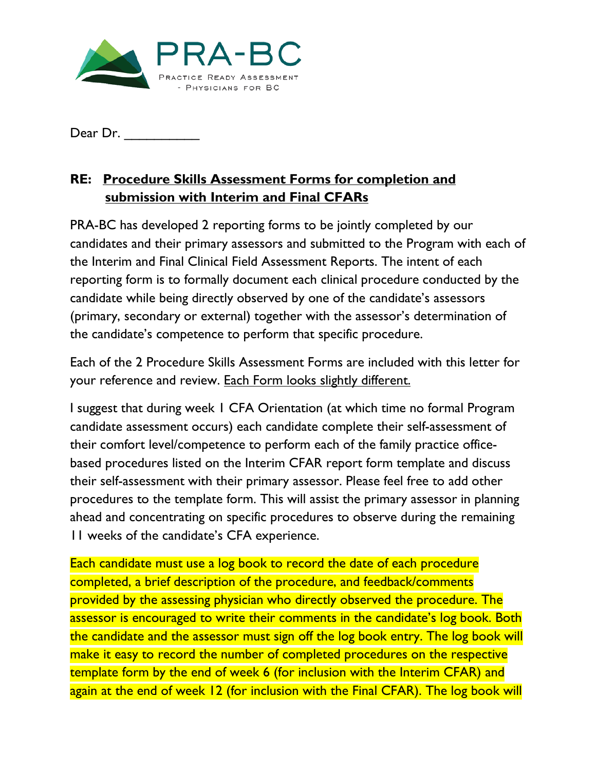PRA-BC

Practice Ready Assessment - Physicians for BC

Dear Dr. ___________

**RE: <u>Procedure Skills Assessment Forms for completion and submission with Interim and Final CFARs</u>**

PRA-BC has developed 2 reporting forms to be jointly completed by our candidates and their primary assessors and submitted to the Program with each of the Interim and Final Clinical Field Assessment Reports. The intent of each reporting form is to formally document each clinical procedure conducted by the candidate while being directly observed by one of the candidate's assessors (primary, secondary or external) together with the assessor's determination of the candidate's competence to perform that specific procedure.

Each of the 2 Procedure Skills Assessment Forms are included with this letter for your reference and review. <u>Each Form looks slightly different.</u>

I suggest that during week 1 CFA Orientation (at which time no formal Program candidate assessment occurs) each candidate complete their self-assessment of their comfort level/competence to perform each of the family practice office-based procedures listed on the Interim CFAR report form template and discuss their self-assessment with their primary assessor. Please feel free to add other procedures to the template form. This will assist the primary assessor in planning ahead and concentrating on specific procedures to observe during the remaining 11 weeks of the candidate's CFA experience.

Each candidate must use a log book to record the date of each procedure completed, a brief description of the procedure, and feedback/comments provided by the assessing physician who directly observed the procedure. The assessor is encouraged to write their comments in the candidate's log book. Both the candidate and the assessor must sign off the log book entry. The log book will make it easy to record the number of completed procedures on the respective template form by the end of week 6 (for inclusion with the Interim CFAR) and again at the end of week 12 (for inclusion with the Final CFAR). The log book will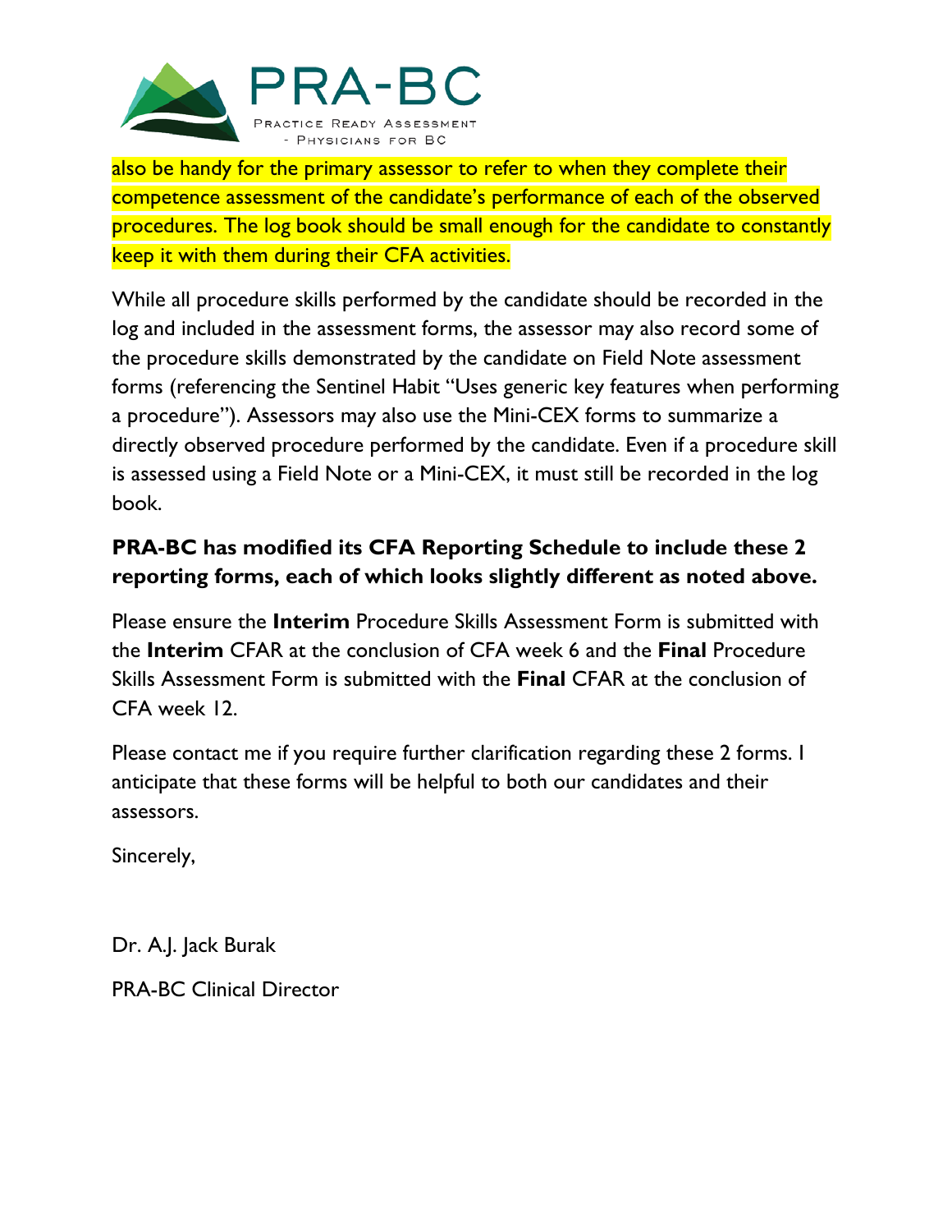also be handy for the primary assessor to refer to when they complete their competence assessment of the candidate's performance of each of the observed procedures. The log book should be small enough for the candidate to constantly keep it with them during their CFA activities.

While all procedure skills performed by the candidate should be recorded in the log and included in the assessment forms, the assessor may also record some of the procedure skills demonstrated by the candidate on Field Note assessment forms (referencing the Sentinel Habit "Uses generic key features when performing a procedure"). Assessors may also use the Mini-CEX forms to summarize a directly observed procedure performed by the candidate. Even if a procedure skill is assessed using a Field Note or a Mini-CEX, it must still be recorded in the log book.

**PRA-BC has modified its CFA Reporting Schedule to include these 2 reporting forms, each of which looks slightly different as noted above.**

Please ensure the **Interim** Procedure Skills Assessment Form is submitted with the **Interim** CFAR at the conclusion of CFA week 6 and the **Final** Procedure Skills Assessment Form is submitted with the **Final** CFAR at the conclusion of CFA week 12.

Please contact me if you require further clarification regarding these 2 forms. I anticipate that these forms will be helpful to both our candidates and their assessors.

Sincerely,

Dr. A.J. Jack Burak

PRA-BC Clinical Director